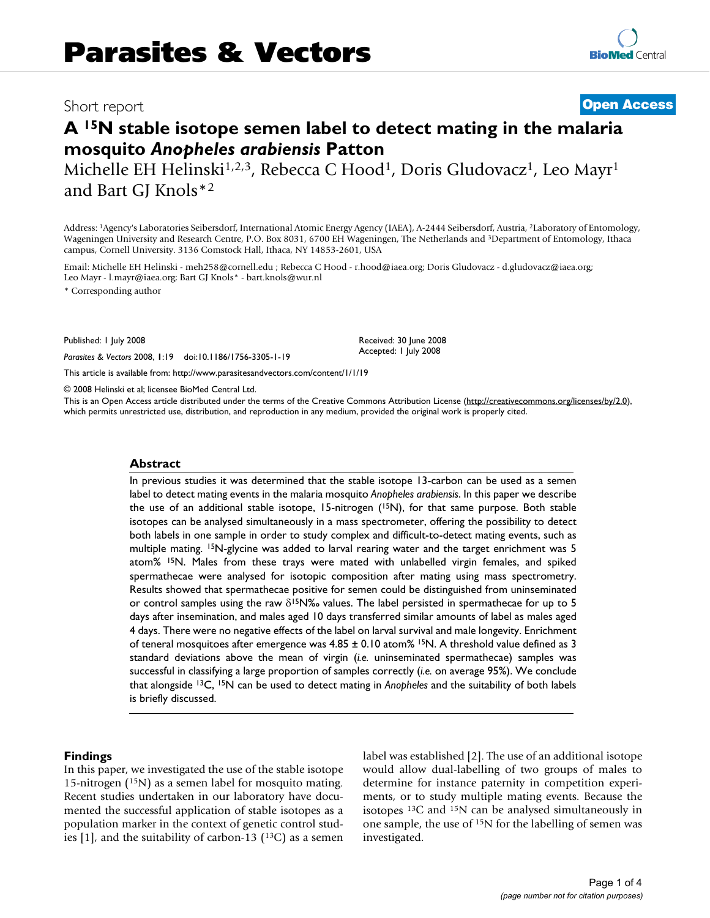Short report

**Open Access**

# A $^{15}$N stable isotope semen label to detect mating in the malaria mosquito *Anopheles arabiensis* Patton

Michelle EH Helinski[1,2,3], Rebecca C Hood[1], Doris Gludovacz[1], Leo Mayr[1] and Bart GJ Knols*[2]

Address: [1]Agency's Laboratories Seibersdorf, International Atomic Energy Agency (IAEA), A-2444 Seibersdorf, Austria, [2]Laboratory of Entomology, Wageningen University and Research Centre, P.O. Box 8031, 6700 EH Wageningen, The Netherlands and [3]Department of Entomology, Ithaca campus, Cornell University. 3136 Comstock Hall, Ithaca, NY 14853-2601, USA

Email: Michelle EH Helinski - meh258@cornell.edu ; Rebecca C Hood - r.hood@iaea.org; Doris Gludovacz - d.gludovacz@iaea.org; Leo Mayr - l.mayr@iaea.org; Bart GJ Knols* - bart.knols@wur.nl

* Corresponding author

Published: 1 July 2008

*Parasites & Vectors* 2008, **1**:19 doi:10.1186/1756-3305-1-19

Received: 30 June 2008
Accepted: 1 July 2008

This article is available from: http://www.parasitesandvectors.com/content/1/1/19

© 2008 Helinski et al; licensee BioMed Central Ltd.

This is an Open Access article distributed under the terms of the Creative Commons Attribution License (http://creativecommons.org/licenses/by/2.0), which permits unrestricted use, distribution, and reproduction in any medium, provided the original work is properly cited.

## Abstract

In previous studies it was determined that the stable isotope 13-carbon can be used as a semen label to detect mating events in the malaria mosquito *Anopheles arabiensis*. In this paper we describe the use of an additional stable isotope, 15-nitrogen ($^{15}$N), for that same purpose. Both stable isotopes can be analysed simultaneously in a mass spectrometer, offering the possibility to detect both labels in one sample in order to study complex and difficult-to-detect mating events, such as multiple mating. $^{15}$N-glycine was added to larval rearing water and the target enrichment was 5 atom% $^{15}$N. Males from these trays were mated with unlabelled virgin females, and spiked spermathecae were analysed for isotopic composition after mating using mass spectrometry. Results showed that spermathecae positive for semen could be distinguished from uninseminated or control samples using the raw $\delta^{15}$N‰ values. The label persisted in spermathecae for up to 5 days after insemination, and males aged 10 days transferred similar amounts of label as males aged 4 days. There were no negative effects of the label on larval survival and male longevity. Enrichment of teneral mosquitoes after emergence was 4.85 ± 0.10 atom% $^{15}$N. A threshold value defined as 3 standard deviations above the mean of virgin (*i.e.* uninseminated spermathecae) samples was successful in classifying a large proportion of samples correctly (*i.e.* on average 95%). We conclude that alongside $^{13}$C, $^{15}$N can be used to detect mating in *Anopheles* and the suitability of both labels is briefly discussed.

## Findings

In this paper, we investigated the use of the stable isotope 15-nitrogen ($^{15}$N) as a semen label for mosquito mating. Recent studies undertaken in our laboratory have documented the successful application of stable isotopes as a population marker in the context of genetic control studies [1], and the suitability of carbon-13 ($^{13}$C) as a semen label was established [2]. The use of an additional isotope would allow dual-labelling of two groups of males to determine for instance paternity in competition experiments, or to study multiple mating events. Because the isotopes $^{13}$C and $^{15}$N can be analysed simultaneously in one sample, the use of $^{15}$N for the labelling of semen was investigated.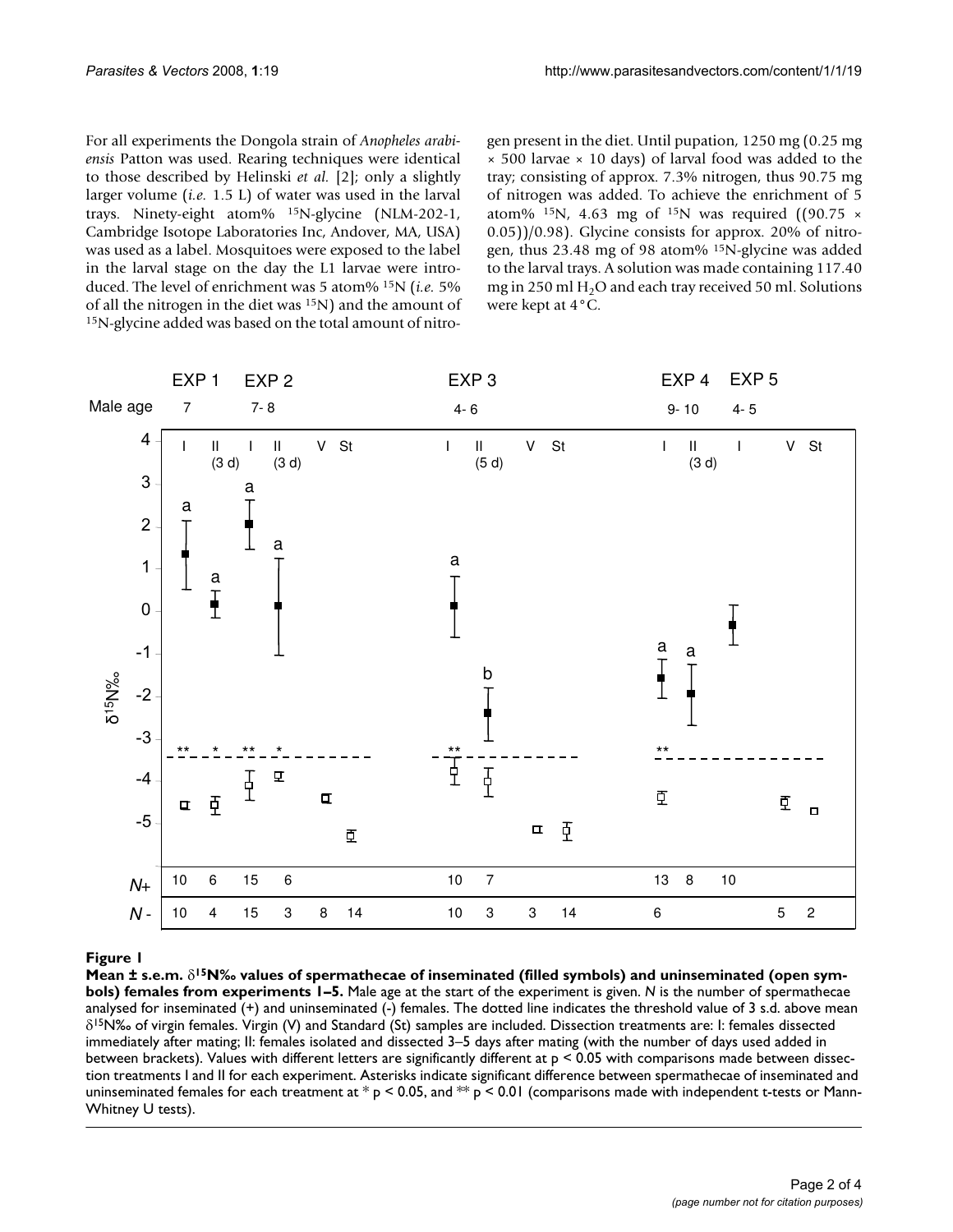For all experiments the Dongola strain of *Anopheles arabiensis* Patton was used. Rearing techniques were identical to those described by Helinski *et al.* [2]; only a slightly larger volume (*i.e.* 1.5 L) of water was used in the larval trays. Ninety-eight atom% $^{15}N$-glycine (NLM-202-1, Cambridge Isotope Laboratories Inc, Andover, MA, USA) was used as a label. Mosquitoes were exposed to the label in the larval stage on the day the L1 larvae were introduced. The level of enrichment was 5 atom% $^{15}N$ (*i.e.* 5% of all the nitrogen in the diet was $^{15}N$) and the amount of $^{15}N$-glycine added was based on the total amount of nitrogen present in the diet. Until pupation, 1250 mg (0.25 mg × 500 larvae × 10 days) of larval food was added to the tray; consisting of approx. 7.3% nitrogen, thus 90.75 mg of nitrogen was added. To achieve the enrichment of 5 atom% $^{15}N$, 4.63 mg of $^{15}N$ was required ((90.75 × 0.05))/0.98). Glycine consists for approx. 20% of nitrogen, thus 23.48 mg of 98 atom% $^{15}N$-glycine was added to the larval trays. A solution was made containing 117.40 mg in 250 ml $H_2O$ and each tray received 50 ml. Solutions were kept at 4°C.

**Figure 1**

**Mean ± s.e.m. $\delta^{15}N$‰ values of spermathecae of inseminated (filled symbols) and uninseminated (open symbols) females from experiments 1–5.** Male age at the start of the experiment is given. *N* is the number of spermathecae analysed for inseminated (+) and uninseminated (-) females. The dotted line indicates the threshold value of 3 s.d. above mean $\delta^{15}N$‰ of virgin females. Virgin (V) and Standard (St) samples are included. Dissection treatments are: I: females dissected immediately after mating; II: females isolated and dissected 3–5 days after mating (with the number of days used added in between brackets). Values with different letters are significantly different at $p < 0.05$ with comparisons made between dissection treatments I and II for each experiment. Asterisks indicate significant difference between spermathecae of inseminated and uninseminated females for each treatment at * $p < 0.05$, and ** $p < 0.01$ (comparisons made with independent t-tests or Mann-Whitney U tests).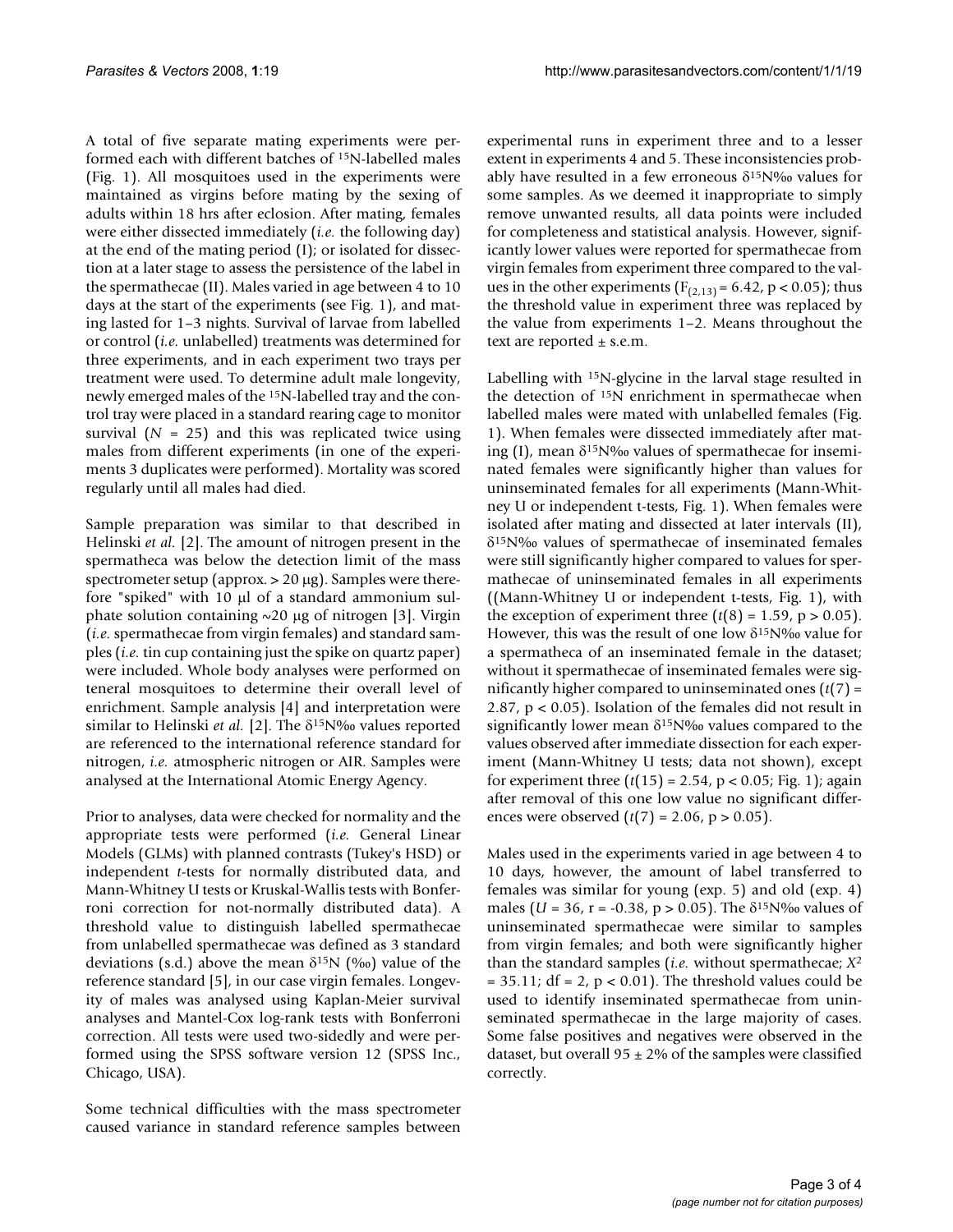A total of five separate mating experiments were performed each with different batches of $^{15}N$-labelled males (Fig. 1). All mosquitoes used in the experiments were maintained as virgins before mating by the sexing of adults within 18 hrs after eclosion. After mating, females were either dissected immediately (*i.e.* the following day) at the end of the mating period (I); or isolated for dissection at a later stage to assess the persistence of the label in the spermathecae (II). Males varied in age between 4 to 10 days at the start of the experiments (see Fig. 1), and mating lasted for 1–3 nights. Survival of larvae from labelled or control (*i.e.* unlabelled) treatments was determined for three experiments, and in each experiment two trays per treatment were used. To determine adult male longevity, newly emerged males of the $^{15}N$-labelled tray and the control tray were placed in a standard rearing cage to monitor survival ($N$ = 25) and this was replicated twice using males from different experiments (in one of the experiments 3 duplicates were performed). Mortality was scored regularly until all males had died.

Sample preparation was similar to that described in Helinski *et al.* [2]. The amount of nitrogen present in the spermatheca was below the detection limit of the mass spectrometer setup (approx. > 20 μg). Samples were therefore "spiked" with 10 μl of a standard ammonium sulphate solution containing ~20 μg of nitrogen [3]. Virgin (*i.e.* spermathecae from virgin females) and standard samples (*i.e.* tin cup containing just the spike on quartz paper) were included. Whole body analyses were performed on teneral mosquitoes to determine their overall level of enrichment. Sample analysis [4] and interpretation were similar to Helinski *et al.* [2]. The $\delta^{15}N$‰ values reported are referenced to the international reference standard for nitrogen, *i.e.* atmospheric nitrogen or AIR. Samples were analysed at the International Atomic Energy Agency.

Prior to analyses, data were checked for normality and the appropriate tests were performed (*i.e.* General Linear Models (GLMs) with planned contrasts (Tukey's HSD) or independent *t*-tests for normally distributed data, and Mann-Whitney U tests or Kruskal-Wallis tests with Bonferroni correction for not-normally distributed data). A threshold value to distinguish labelled spermathecae from unlabelled spermathecae was defined as 3 standard deviations (s.d.) above the mean $\delta^{15}N$ (‰) value of the reference standard [5], in our case virgin females. Longevity of males was analysed using Kaplan-Meier survival analyses and Mantel-Cox log-rank tests with Bonferroni correction. All tests were used two-sidedly and were performed using the SPSS software version 12 (SPSS Inc., Chicago, USA).

Some technical difficulties with the mass spectrometer caused variance in standard reference samples between experimental runs in experiment three and to a lesser extent in experiments 4 and 5. These inconsistencies probably have resulted in a few erroneous $\delta^{15}N$‰ values for some samples. As we deemed it inappropriate to simply remove unwanted results, all data points were included for completeness and statistical analysis. However, significantly lower values were reported for spermathecae from virgin females from experiment three compared to the values in the other experiments ($F_{(2,13)} = 6.42$, $p < 0.05$); thus the threshold value in experiment three was replaced by the value from experiments 1–2. Means throughout the text are reported ± s.e.m.

Labelling with $^{15}N$-glycine in the larval stage resulted in the detection of $^{15}N$ enrichment in spermathecae when labelled males were mated with unlabelled females (Fig. 1). When females were dissected immediately after mating (I), mean $\delta^{15}N$‰ values of spermathecae for inseminated females were significantly higher than values for uninseminated females for all experiments (Mann-Whitney U or independent t-tests, Fig. 1). When females were isolated after mating and dissected at later intervals (II), $\delta^{15}N$‰ values of spermathecae of inseminated females were still significantly higher compared to values for spermathecae of uninseminated females in all experiments ((Mann-Whitney U or independent t-tests, Fig. 1), with the exception of experiment three ($t(8) = 1.59$, $p > 0.05$). However, this was the result of one low $\delta^{15}N$‰ value for a spermatheca of an inseminated female in the dataset; without it spermathecae of inseminated females were significantly higher compared to uninseminated ones ($t(7) = 2.87$, $p < 0.05$). Isolation of the females did not result in significantly lower mean $\delta^{15}N$‰ values compared to the values observed after immediate dissection for each experiment (Mann-Whitney U tests; data not shown), except for experiment three ($t(15) = 2.54$, $p < 0.05$; Fig. 1); again after removal of this one low value no significant differences were observed ($t(7) = 2.06$, $p > 0.05$).

Males used in the experiments varied in age between 4 to 10 days, however, the amount of label transferred to females was similar for young (exp. 5) and old (exp. 4) males ($U = 36$, $r = -0.38$, $p > 0.05$). The $\delta^{15}N$‰ values of uninseminated spermathecae were similar to samples from virgin females; and both were significantly higher than the standard samples (*i.e.* without spermathecae; $X^2 = 35.11$; df = 2, $p < 0.01$). The threshold values could be used to identify inseminated spermathecae from uninseminated spermathecae in the large majority of cases. Some false positives and negatives were observed in the dataset, but overall 95 ± 2% of the samples were classified correctly.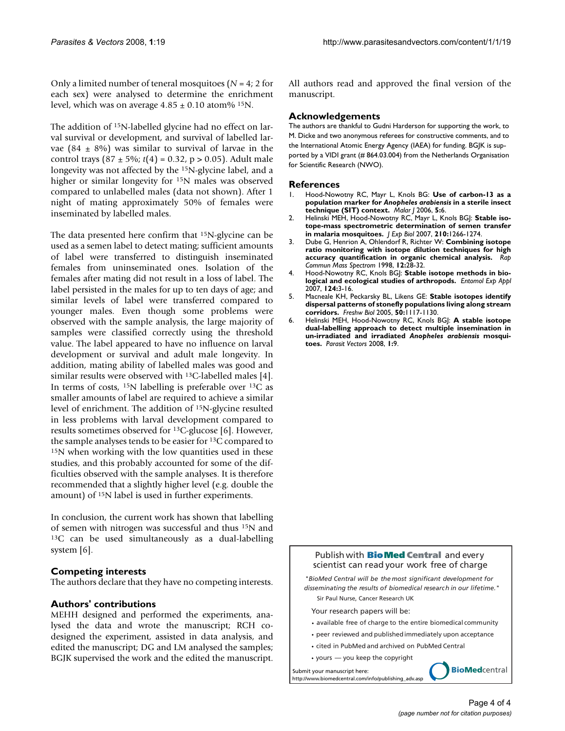Only a limited number of teneral mosquitoes ($N = 4$; 2 for each sex) were analysed to determine the enrichment level, which was on average $4.85 \pm 0.10$ atom% $^{15}N$.

The addition of $^{15}N$-labelled glycine had no effect on larval survival or development, and survival of labelled larvae ($84 \pm 8\%$) was similar to survival of larvae in the control trays ($87 \pm 5\%$; $t(4) = 0.32$, $p > 0.05$). Adult male longevity was not affected by the $^{15}N$-glycine label, and a higher or similar longevity for $^{15}N$ males was observed compared to unlabelled males (data not shown). After 1 night of mating approximately 50% of females were inseminated by labelled males.

The data presented here confirm that $^{15}N$-glycine can be used as a semen label to detect mating; sufficient amounts of label were transferred to distinguish inseminated females from uninseminated ones. Isolation of the females after mating did not result in a loss of label. The label persisted in the males for up to ten days of age; and similar levels of label were transferred compared to younger males. Even though some problems were observed with the sample analysis, the large majority of samples were classified correctly using the threshold value. The label appeared to have no influence on larval development or survival and adult male longevity. In addition, mating ability of labelled males was good and similar results were observed with $^{13}C$-labelled males [4]. In terms of costs, $^{15}N$ labelling is preferable over $^{13}C$ as smaller amounts of label are required to achieve a similar level of enrichment. The addition of $^{15}N$-glycine resulted in less problems with larval development compared to results sometimes observed for $^{13}C$-glucose [6]. However, the sample analyses tends to be easier for $^{13}C$ compared to $^{15}N$ when working with the low quantities used in these studies, and this probably accounted for some of the difficulties observed with the sample analyses. It is therefore recommended that a slightly higher level (e.g. double the amount) of $^{15}N$ label is used in further experiments.

In conclusion, the current work has shown that labelling of semen with nitrogen was successful and thus $^{15}N$ and $^{13}C$ can be used simultaneously as a dual-labelling system [6].

## Competing interests

The authors declare that they have no competing interests.

## Authors' contributions

MEHH designed and performed the experiments, analysed the data and wrote the manuscript; RCH co-designed the experiment, assisted in data analysis, and edited the manuscript; DG and LM analysed the samples; BGJK supervised the work and the edited the manuscript. All authors read and approved the final version of the manuscript.

## Acknowledgements

The authors are thankful to Gudni Harderson for supporting the work, to M. Dicke and two anonymous referees for constructive comments, and to the International Atomic Energy Agency (IAEA) for funding. BGJK is supported by a VIDI grant (# 864.03.004) from the Netherlands Organisation for Scientific Research (NWO).

## References

1. Hood-Nowotny RC, Mayr L, Knols BG: **Use of carbon-13 as a population marker for *Anopheles arabiensis* in a sterile insect technique (SIT) context.** *Malar J* 2006, **5**:6.
2. Helinski MEH, Hood-Nowotny RC, Mayr L, Knols BGJ: **Stable isotope-mass spectrometric determination of semen transfer in malaria mosquitoes.** *J Exp Biol* 2007, **210**:1266-1274.
3. Dube G, Henrion A, Ohlendorf R, Richter W: **Combining isotope ratio monitoring with isotope dilution techniques for high accuracy quantification in organic chemical analysis.** *Rap Commun Mass Spectrom* 1998, **12**:28-32.
4. Hood-Nowotny RC, Knols BGJ: **Stable isotope methods in biological and ecological studies of arthropods.** *Entomol Exp Appl* 2007, **124**:3-16.
5. Macneale KH, Peckarsky BL, Likens GE: **Stable isotopes identify dispersal patterns of stonefly populations living along stream corridors.** *Freshw Biol* 2005, **50**:1117-1130.
6. Helinski MEH, Hood-Nowotny RC, Knols BGJ: **A stable isotope dual-labelling approach to detect multiple insemination in un-irradiated and irradiated *Anopheles arabiensis* mosquitoes.** *Parasit Vectors* 2008, **1**:9.

Publish with **BioMed Central** and every scientist can read your work free of charge

*"BioMed Central will be the most significant development for disseminating the results of biomedical research in our lifetime."*
Sir Paul Nurse, Cancer Research UK

Your research papers will be:

- available free of charge to the entire biomedical community
- peer reviewed and published immediately upon acceptance
- cited in PubMed and archived on PubMed Central
- yours — you keep the copyright

Submit your manuscript here:
http://www.biomedcentral.com/info/publishing_adv.asp

BioMedcentral